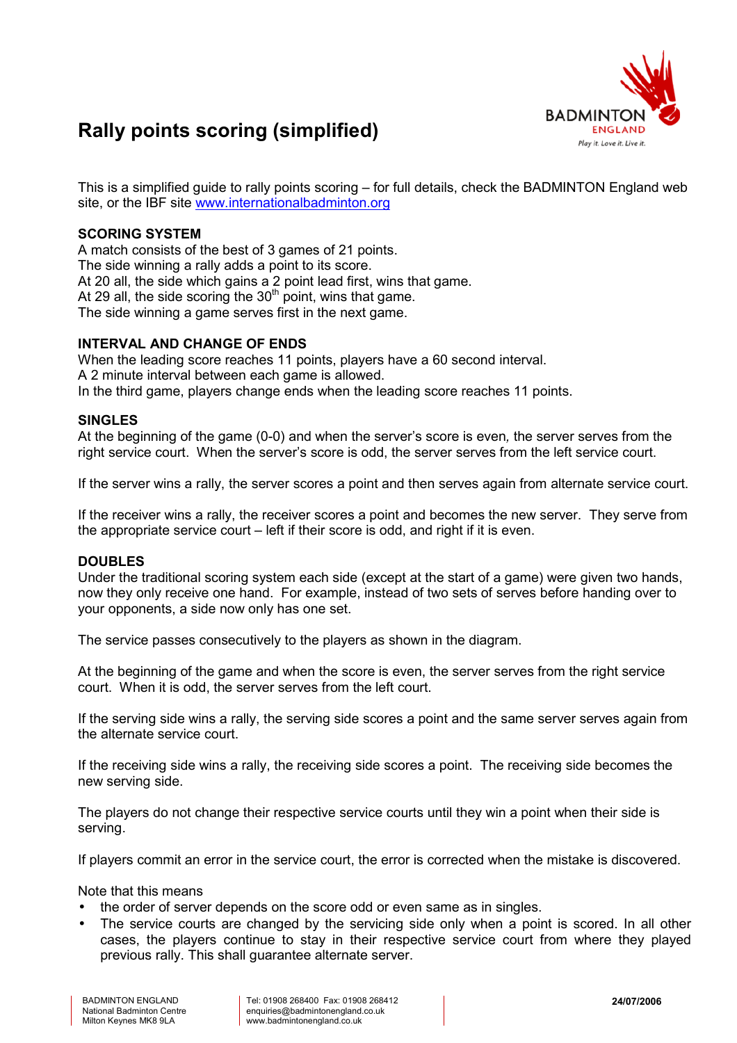# Rally points scoring (simplified)

This is a simplified guide to rally points scoring – for full details, check the BADMINTON England web site, or the IBF site www.internationalbadminton.org

## SCORING SYSTEM

A match consists of the best of 3 games of 21 points.
The side winning a rally adds a point to its score.
At 20 all, the side which gains a 2 point lead first, wins that game.
At 29 all, the side scoring the 30th point, wins that game.
The side winning a game serves first in the next game.

## INTERVAL AND CHANGE OF ENDS

When the leading score reaches 11 points, players have a 60 second interval.
A 2 minute interval between each game is allowed.
In the third game, players change ends when the leading score reaches 11 points.

## SINGLES

At the beginning of the game (0-0) and when the server's score is even, the server serves from the right service court. When the server's score is odd, the server serves from the left service court.

If the server wins a rally, the server scores a point and then serves again from alternate service court.

If the receiver wins a rally, the receiver scores a point and becomes the new server. They serve from the appropriate service court – left if their score is odd, and right if it is even.

## DOUBLES

Under the traditional scoring system each side (except at the start of a game) were given two hands, now they only receive one hand. For example, instead of two sets of serves before handing over to your opponents, a side now only has one set.

The service passes consecutively to the players as shown in the diagram.

At the beginning of the game and when the score is even, the server serves from the right service court. When it is odd, the server serves from the left court.

If the serving side wins a rally, the serving side scores a point and the same server serves again from the alternate service court.

If the receiving side wins a rally, the receiving side scores a point. The receiving side becomes the new serving side.

The players do not change their respective service courts until they win a point when their side is serving.

If players commit an error in the service court, the error is corrected when the mistake is discovered.

Note that this means

- the order of server depends on the score odd or even same as in singles.
- The service courts are changed by the servicing side only when a point is scored. In all other cases, the players continue to stay in their respective service court from where they played previous rally. This shall guarantee alternate server.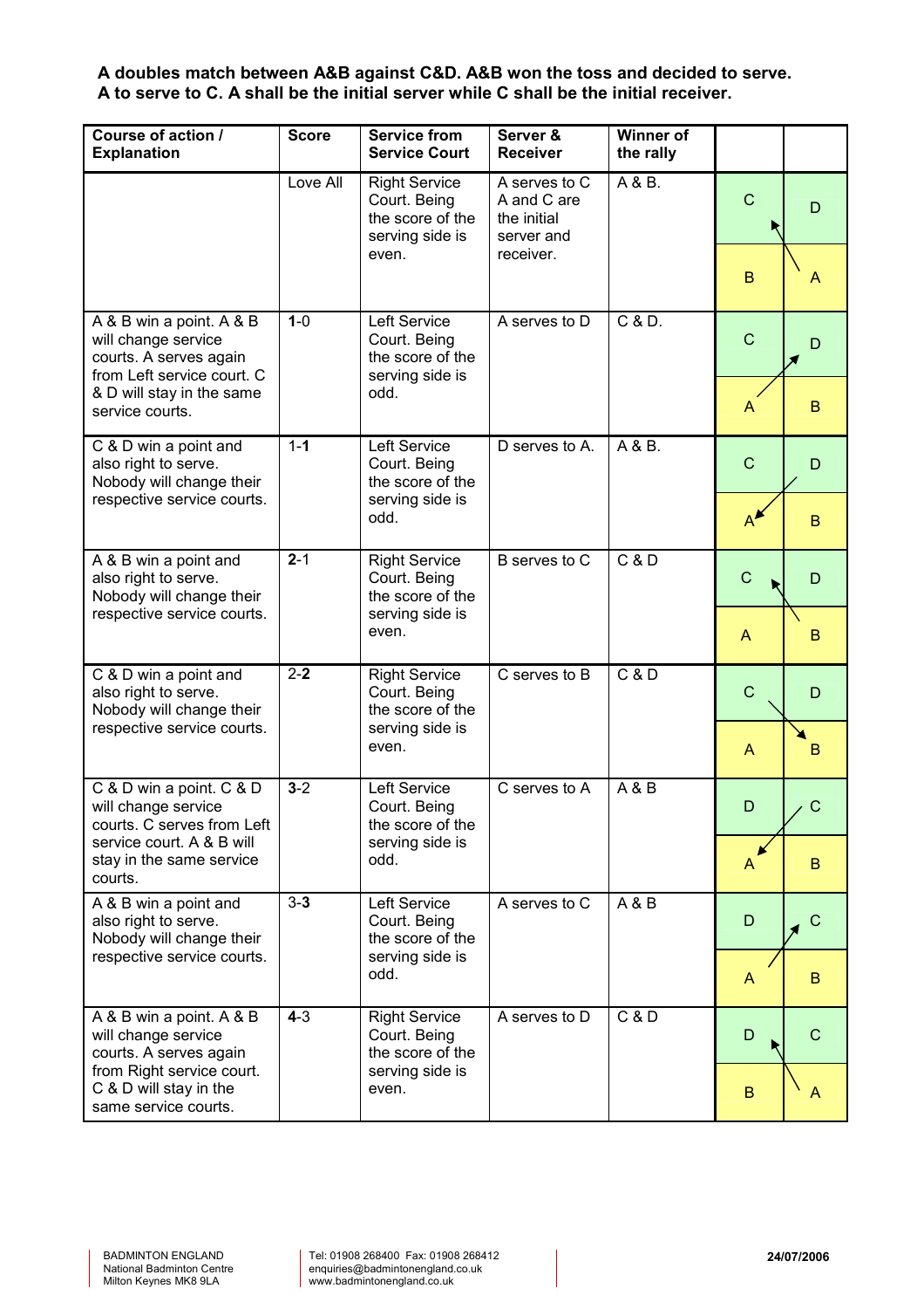**A doubles match between A&B against C&D. A&B won the toss and decided to serve. A to serve to C. A shall be the initial server while C shall be the initial receiver.**

| Course of action / Explanation | Score | Service from Service Court | Server & Receiver | Winner of the rally | | |
|---|---|---|---|---|---|---|
| | Love All | Right Service Court. Being the score of the serving side is even. | A serves to C A and C are the initial server and receiver. | A & B. | C<br>B | D<br>A |
| A & B win a point. A & B will change service courts. A serves again from Left service court. C & D will stay in the same service courts. | **1**-0 | Left Service Court. Being the score of the serving side is odd. | A serves to D | C & D. | C<br>A | D<br>B |
| C & D win a point and also right to serve. Nobody will change their respective service courts. | 1-**1** | Left Service Court. Being the score of the serving side is odd. | D serves to A. | A & B. | C<br>A | D<br>B |
| A & B win a point and also right to serve. Nobody will change their respective service courts. | **2**-1 | Right Service Court. Being the score of the serving side is even. | B serves to C | C & D | C<br>A | D<br>B |
| C & D win a point and also right to serve. Nobody will change their respective service courts. | 2-**2** | Right Service Court. Being the score of the serving side is even. | C serves to B | C & D | C<br>A | D<br>B |
| C & D win a point. C & D will change service courts. C serves from Left service court. A & B will stay in the same service courts. | **3**-2 | Left Service Court. Being the score of the serving side is odd. | C serves to A | A & B | D<br>A | C<br>B |
| A & B win a point and also right to serve. Nobody will change their respective service courts. | 3-**3** | Left Service Court. Being the score of the serving side is odd. | A serves to C | A & B | D<br>A | C<br>B |
| A & B win a point. A & B will change service courts. A serves again from Right service court. C & D will stay in the same service courts. | **4**-3 | Right Service Court. Being the score of the serving side is even. | A serves to D | C & D | D<br>B | C<br>A |

BADMINTON ENGLAND
National Badminton Centre
Milton Keynes MK8 9LA

Tel: 01908 268400 Fax: 01908 268412
enquiries@badmintonengland.co.uk
www.badmintonengland.co.uk

**24/07/2006**